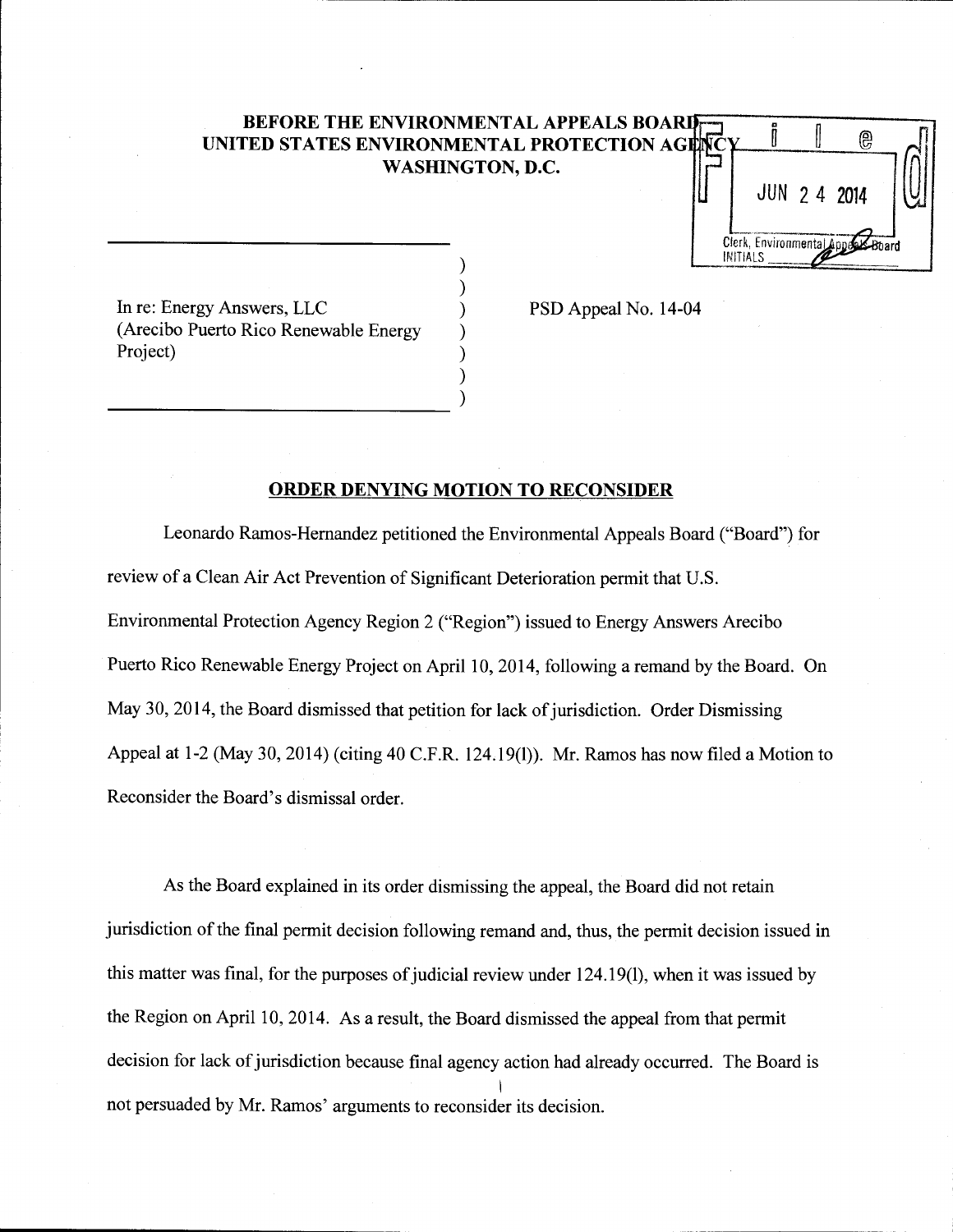**BEFORE THE ENVIRONMENTAL APPEALS BOARD**
**UNITED STATES ENVIRONMENTAL PROTECTION AGENCY**
**WASHINGTON, D.C.**

Filed
JUN 24 2014
Clerk, Environmental Appeals Board
INITIALS

In re: Energy Answers, LLC (Arecibo Puerto Rico Renewable Energy Project)

PSD Appeal No. 14-04

## ORDER DENYING MOTION TO RECONSIDER

Leonardo Ramos-Hernandez petitioned the Environmental Appeals Board ("Board") for review of a Clean Air Act Prevention of Significant Deterioration permit that U.S. Environmental Protection Agency Region 2 ("Region") issued to Energy Answers Arecibo Puerto Rico Renewable Energy Project on April 10, 2014, following a remand by the Board. On May 30, 2014, the Board dismissed that petition for lack of jurisdiction. Order Dismissing Appeal at 1-2 (May 30, 2014) (citing 40 C.F.R. 124.19(l)). Mr. Ramos has now filed a Motion to Reconsider the Board's dismissal order.

As the Board explained in its order dismissing the appeal, the Board did not retain jurisdiction of the final permit decision following remand and, thus, the permit decision issued in this matter was final, for the purposes of judicial review under 124.19(l), when it was issued by the Region on April 10, 2014. As a result, the Board dismissed the appeal from that permit decision for lack of jurisdiction because final agency action had already occurred. The Board is not persuaded by Mr. Ramos' arguments to reconsider its decision.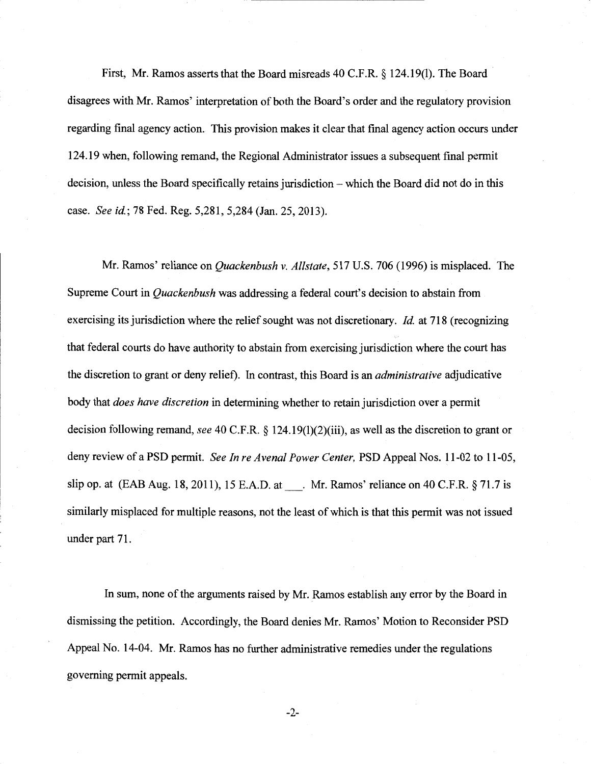First, Mr. Ramos asserts that the Board misreads 40 C.F.R. § 124.19(l). The Board disagrees with Mr. Ramos' interpretation of both the Board's order and the regulatory provision regarding final agency action. This provision makes it clear that final agency action occurs under 124.19 when, following remand, the Regional Administrator issues a subsequent final permit decision, unless the Board specifically retains jurisdiction – which the Board did not do in this case. *See id.*; 78 Fed. Reg. 5,281, 5,284 (Jan. 25, 2013).

Mr. Ramos' reliance on *Quackenbush v. Allstate*, 517 U.S. 706 (1996) is misplaced. The Supreme Court in *Quackenbush* was addressing a federal court's decision to abstain from exercising its jurisdiction where the relief sought was not discretionary. *Id.* at 718 (recognizing that federal courts do have authority to abstain from exercising jurisdiction where the court has the discretion to grant or deny relief). In contrast, this Board is an *administrative* adjudicative body that *does have discretion* in determining whether to retain jurisdiction over a permit decision following remand, *see* 40 C.F.R. § 124.19(l)(2)(iii), as well as the discretion to grant or deny review of a PSD permit. *See In re Avenal Power Center,* PSD Appeal Nos. 11-02 to 11-05, slip op. at (EAB Aug. 18, 2011), 15 E.A.D. at ___. Mr. Ramos' reliance on 40 C.F.R. § 71.7 is similarly misplaced for multiple reasons, not the least of which is that this permit was not issued under part 71.

In sum, none of the arguments raised by Mr. Ramos establish any error by the Board in dismissing the petition. Accordingly, the Board denies Mr. Ramos' Motion to Reconsider PSD Appeal No. 14-04. Mr. Ramos has no further administrative remedies under the regulations governing permit appeals.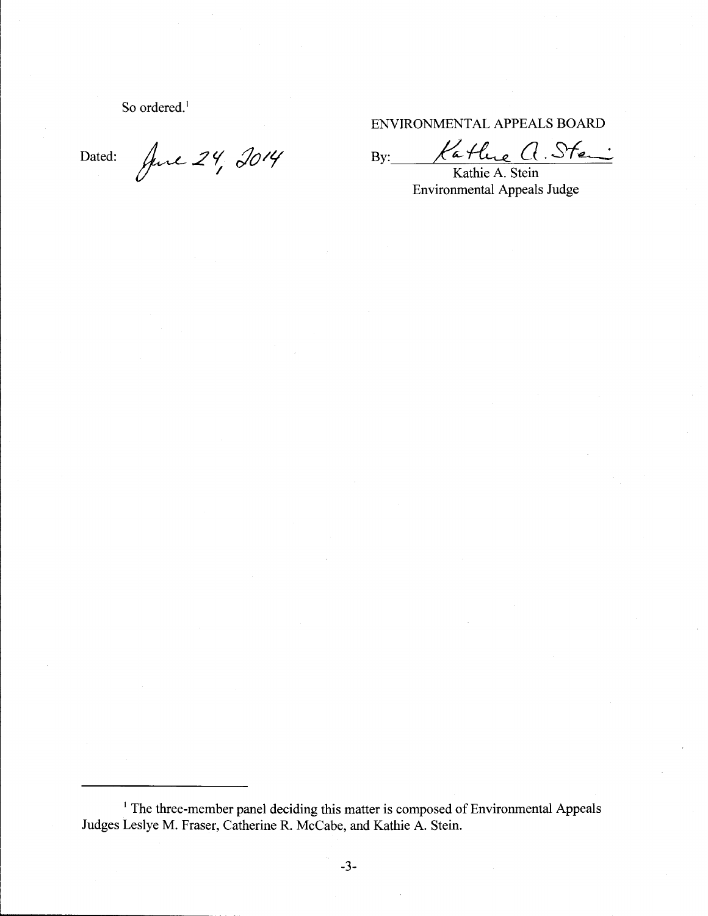So ordered.[1]

Dated: June 24, 2014

ENVIRONMENTAL APPEALS BOARD

By: Kathie A. Stein

Kathie A. Stein
Environmental Appeals Judge

---

[1] The three-member panel deciding this matter is composed of Environmental Appeals Judges Leslye M. Fraser, Catherine R. McCabe, and Kathie A. Stein.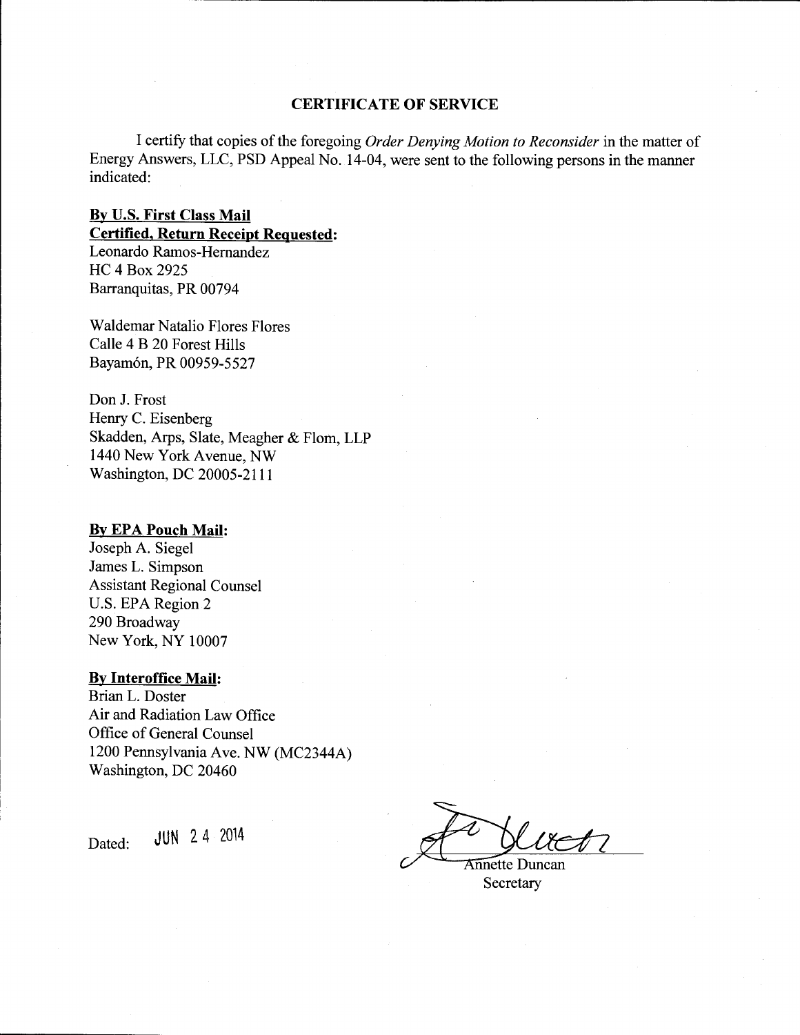## CERTIFICATE OF SERVICE

I certify that copies of the foregoing *Order Denying Motion to Reconsider* in the matter of Energy Answers, LLC, PSD Appeal No. 14-04, were sent to the following persons in the manner indicated:

**By U.S. First Class Mail**
**Certified, Return Receipt Requested:**
Leonardo Ramos-Hernandez
HC 4 Box 2925
Barranquitas, PR 00794

Waldemar Natalio Flores Flores
Calle 4 B 20 Forest Hills
Bayamón, PR 00959-5527

Don J. Frost
Henry C. Eisenberg
Skadden, Arps, Slate, Meagher & Flom, LLP
1440 New York Avenue, NW
Washington, DC 20005-2111

**By EPA Pouch Mail:**
Joseph A. Siegel
James L. Simpson
Assistant Regional Counsel
U.S. EPA Region 2
290 Broadway
New York, NY 10007

**By Interoffice Mail:**
Brian L. Doster
Air and Radiation Law Office
Office of General Counsel
1200 Pennsylvania Ave. NW (MC2344A)
Washington, DC 20460

Dated: JUN 24 2014

Annette Duncan
Secretary